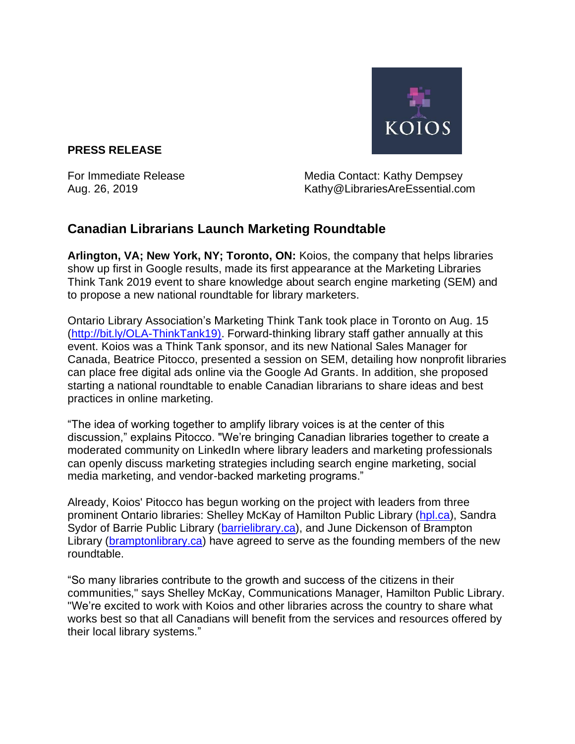**PRESS RELEASE**

For Immediate Release
Aug. 26, 2019

Media Contact: Kathy Dempsey
Kathy@LibrariesAreEssential.com

## Canadian Librarians Launch Marketing Roundtable

**Arlington, VA; New York, NY; Toronto, ON:** Koios, the company that helps libraries show up first in Google results, made its first appearance at the Marketing Libraries Think Tank 2019 event to share knowledge about search engine marketing (SEM) and to propose a new national roundtable for library marketers.

Ontario Library Association's Marketing Think Tank took place in Toronto on Aug. 15 (http://bit.ly/OLA-ThinkTank19). Forward-thinking library staff gather annually at this event. Koios was a Think Tank sponsor, and its new National Sales Manager for Canada, Beatrice Pitocco, presented a session on SEM, detailing how nonprofit libraries can place free digital ads online via the Google Ad Grants. In addition, she proposed starting a national roundtable to enable Canadian librarians to share ideas and best practices in online marketing.

"The idea of working together to amplify library voices is at the center of this discussion," explains Pitocco. "We're bringing Canadian libraries together to create a moderated community on LinkedIn where library leaders and marketing professionals can openly discuss marketing strategies including search engine marketing, social media marketing, and vendor-backed marketing programs."

Already, Koios' Pitocco has begun working on the project with leaders from three prominent Ontario libraries: Shelley McKay of Hamilton Public Library (hpl.ca), Sandra Sydor of Barrie Public Library (barrielibrary.ca), and June Dickenson of Brampton Library (bramptonlibrary.ca) have agreed to serve as the founding members of the new roundtable.

"So many libraries contribute to the growth and success of the citizens in their communities," says Shelley McKay, Communications Manager, Hamilton Public Library. "We're excited to work with Koios and other libraries across the country to share what works best so that all Canadians will benefit from the services and resources offered by their local library systems."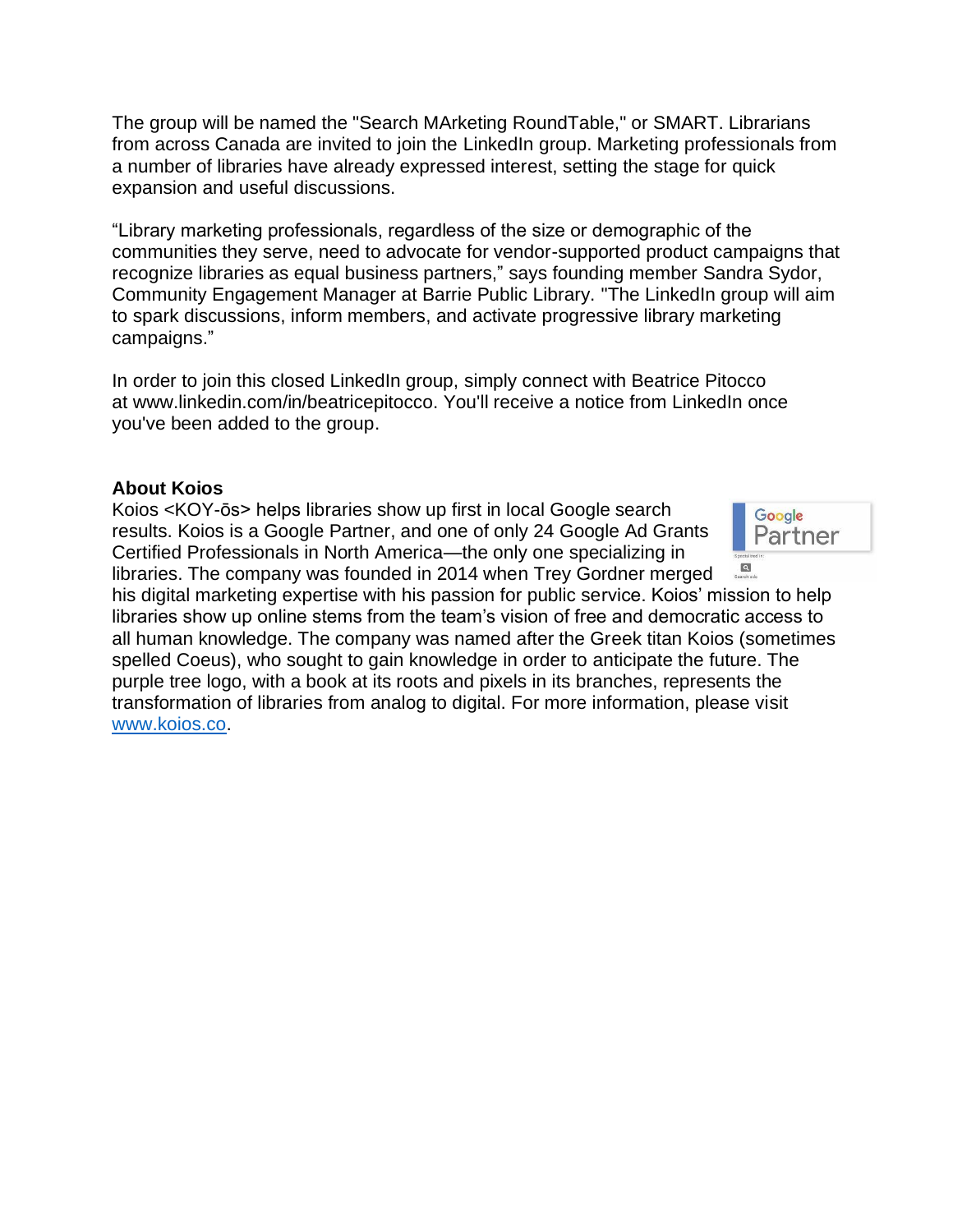The group will be named the "Search MArketing RoundTable," or SMART. Librarians from across Canada are invited to join the LinkedIn group. Marketing professionals from a number of libraries have already expressed interest, setting the stage for quick expansion and useful discussions.

“Library marketing professionals, regardless of the size or demographic of the communities they serve, need to advocate for vendor-supported product campaigns that recognize libraries as equal business partners,” says founding member Sandra Sydor, Community Engagement Manager at Barrie Public Library. "The LinkedIn group will aim to spark discussions, inform members, and activate progressive library marketing campaigns.”

In order to join this closed LinkedIn group, simply connect with Beatrice Pitocco at www.linkedin.com/in/beatricepitocco. You'll receive a notice from LinkedIn once you've been added to the group.

**About Koios**

Koios <KOY-ōs> helps libraries show up first in local Google search results. Koios is a Google Partner, and one of only 24 Google Ad Grants Certified Professionals in North America—the only one specializing in libraries. The company was founded in 2014 when Trey Gordner merged his digital marketing expertise with his passion for public service. Koios’ mission to help libraries show up online stems from the team’s vision of free and democratic access to all human knowledge. The company was named after the Greek titan Koios (sometimes spelled Coeus), who sought to gain knowledge in order to anticipate the future. The purple tree logo, with a book at its roots and pixels in its branches, represents the transformation of libraries from analog to digital. For more information, please visit [www.koios.co](http://www.koios.co).